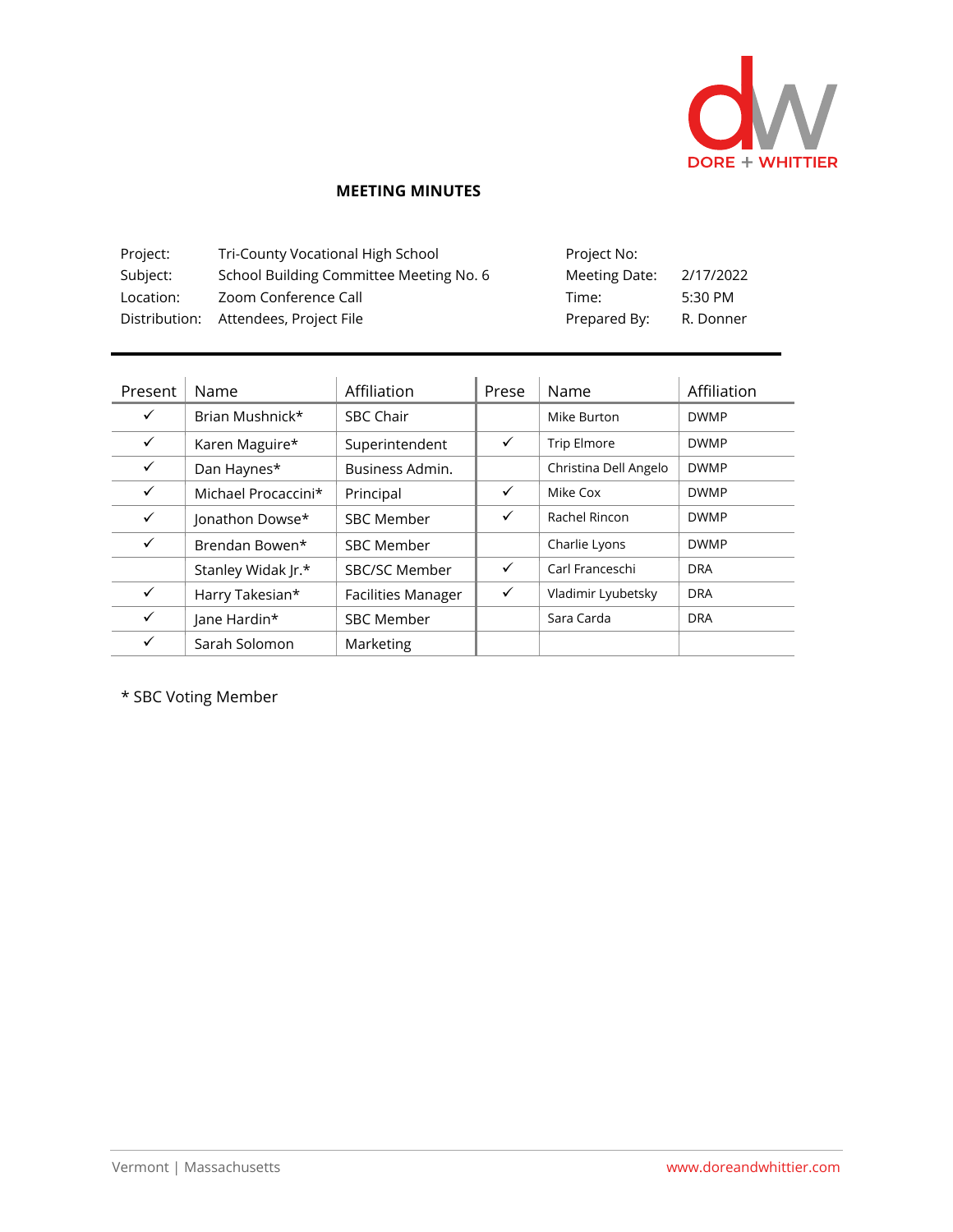# MEETING MINUTES

| | | | |
|---|---|---|---|
| Project: | Tri-County Vocational High School | Project No: | |
| Subject: | School Building Committee Meeting No. 6 | Meeting Date: | 2/17/2022 |
| Location: | Zoom Conference Call | Time: | 5:30 PM |
| Distribution: | Attendees, Project File | Prepared By: | R. Donner |

| Present | Name | Affiliation | Prese | Name | Affiliation |
|---|---|---|---|---|---|
| ✓ | Brian Mushnick* | SBC Chair | | Mike Burton | DWMP |
| ✓ | Karen Maguire* | Superintendent | ✓ | Trip Elmore | DWMP |
| ✓ | Dan Haynes* | Business Admin. | | Christina Dell Angelo | DWMP |
| ✓ | Michael Procaccini* | Principal | ✓ | Mike Cox | DWMP |
| ✓ | Jonathon Dowse* | SBC Member | ✓ | Rachel Rincon | DWMP |
| ✓ | Brendan Bowen* | SBC Member | | Charlie Lyons | DWMP |
| | Stanley Widak Jr.* | SBC/SC Member | ✓ | Carl Franceschi | DRA |
| ✓ | Harry Takesian* | Facilities Manager | ✓ | Vladimir Lyubetsky | DRA |
| ✓ | Jane Hardin* | SBC Member | | Sara Carda | DRA |
| ✓ | Sarah Solomon | Marketing | | | |

* SBC Voting Member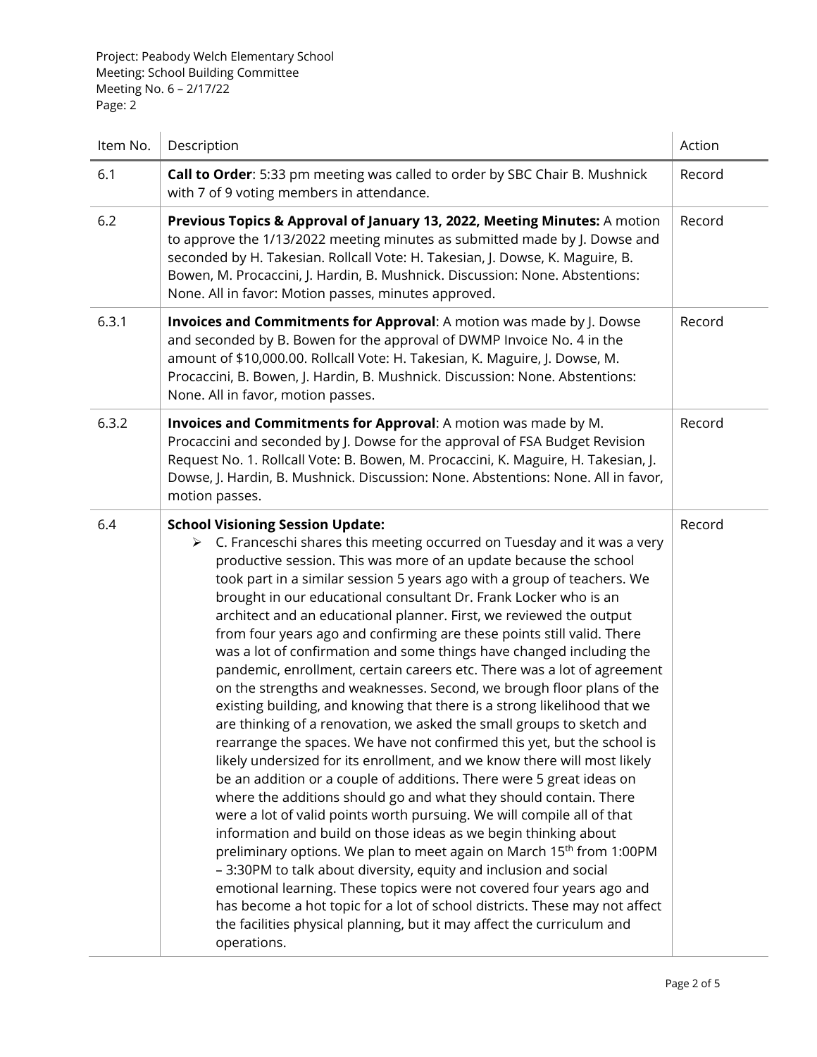Project: Peabody Welch Elementary School
Meeting: School Building Committee
Meeting No. 6 – 2/17/22
Page: 2

| Item No. | Description | Action |
|---|---|---|
| 6.1 | **Call to Order**: 5:33 pm meeting was called to order by SBC Chair B. Mushnick with 7 of 9 voting members in attendance. | Record |
| 6.2 | **Previous Topics & Approval of January 13, 2022, Meeting Minutes:** A motion to approve the 1/13/2022 meeting minutes as submitted made by J. Dowse and seconded by H. Takesian. Rollcall Vote: H. Takesian, J. Dowse, K. Maguire, B. Bowen, M. Procaccini, J. Hardin, B. Mushnick. Discussion: None. Abstentions: None. All in favor: Motion passes, minutes approved. | Record |
| 6.3.1 | **Invoices and Commitments for Approval**: A motion was made by J. Dowse and seconded by B. Bowen for the approval of DWMP Invoice No. 4 in the amount of $10,000.00. Rollcall Vote: H. Takesian, K. Maguire, J. Dowse, M. Procaccini, B. Bowen, J. Hardin, B. Mushnick. Discussion: None. Abstentions: None. All in favor, motion passes. | Record |
| 6.3.2 | **Invoices and Commitments for Approval**: A motion was made by M. Procaccini and seconded by J. Dowse for the approval of FSA Budget Revision Request No. 1. Rollcall Vote: B. Bowen, M. Procaccini, K. Maguire, H. Takesian, J. Dowse, J. Hardin, B. Mushnick. Discussion: None. Abstentions: None. All in favor, motion passes. | Record |
| 6.4 | **School Visioning Session Update:**<br>➢ C. Franceschi shares this meeting occurred on Tuesday and it was a very productive session. This was more of an update because the school took part in a similar session 5 years ago with a group of teachers. We brought in our educational consultant Dr. Frank Locker who is an architect and an educational planner. First, we reviewed the output from four years ago and confirming are these points still valid. There was a lot of confirmation and some things have changed including the pandemic, enrollment, certain careers etc. There was a lot of agreement on the strengths and weaknesses. Second, we brough floor plans of the existing building, and knowing that there is a strong likelihood that we are thinking of a renovation, we asked the small groups to sketch and rearrange the spaces. We have not confirmed this yet, but the school is likely undersized for its enrollment, and we know there will most likely be an addition or a couple of additions. There were 5 great ideas on where the additions should go and what they should contain. There were a lot of valid points worth pursuing. We will compile all of that information and build on those ideas as we begin thinking about preliminary options. We plan to meet again on March 15th from 1:00PM – 3:30PM to talk about diversity, equity and inclusion and social emotional learning. These topics were not covered four years ago and has become a hot topic for a lot of school districts. These may not affect the facilities physical planning, but it may affect the curriculum and operations. | Record |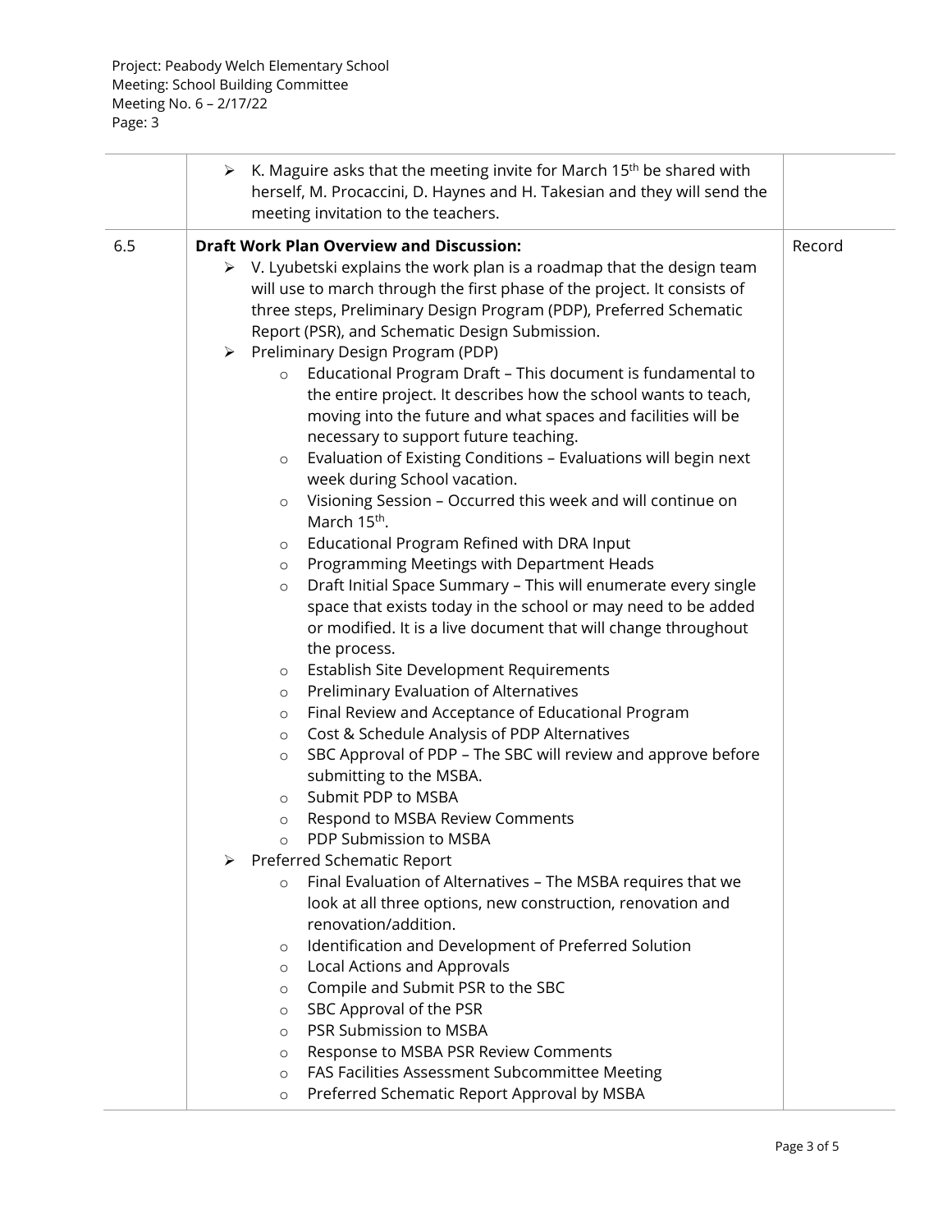| | | |
|---|---|---|
| | ➢ K. Maguire asks that the meeting invite for March 15th be shared with herself, M. Procaccini, D. Haynes and H. Takesian and they will send the meeting invitation to the teachers. | |
| 6.5 | **Draft Work Plan Overview and Discussion:**<br>➢ V. Lyubetski explains the work plan is a roadmap that the design team will use to march through the first phase of the project. It consists of three steps, Preliminary Design Program (PDP), Preferred Schematic Report (PSR), and Schematic Design Submission.<br>➢ Preliminary Design Program (PDP)<br>o Educational Program Draft – This document is fundamental to the entire project. It describes how the school wants to teach, moving into the future and what spaces and facilities will be necessary to support future teaching.<br>o Evaluation of Existing Conditions – Evaluations will begin next week during School vacation.<br>o Visioning Session – Occurred this week and will continue on March 15th.<br>o Educational Program Refined with DRA Input<br>o Programming Meetings with Department Heads<br>o Draft Initial Space Summary – This will enumerate every single space that exists today in the school or may need to be added or modified. It is a live document that will change throughout the process.<br>o Establish Site Development Requirements<br>o Preliminary Evaluation of Alternatives<br>o Final Review and Acceptance of Educational Program<br>o Cost & Schedule Analysis of PDP Alternatives<br>o SBC Approval of PDP – The SBC will review and approve before submitting to the MSBA.<br>o Submit PDP to MSBA<br>o Respond to MSBA Review Comments<br>o PDP Submission to MSBA<br>➢ Preferred Schematic Report<br>o Final Evaluation of Alternatives – The MSBA requires that we look at all three options, new construction, renovation and renovation/addition.<br>o Identification and Development of Preferred Solution<br>o Local Actions and Approvals<br>o Compile and Submit PSR to the SBC<br>o SBC Approval of the PSR<br>o PSR Submission to MSBA<br>o Response to MSBA PSR Review Comments<br>o FAS Facilities Assessment Subcommittee Meeting<br>o Preferred Schematic Report Approval by MSBA | Record |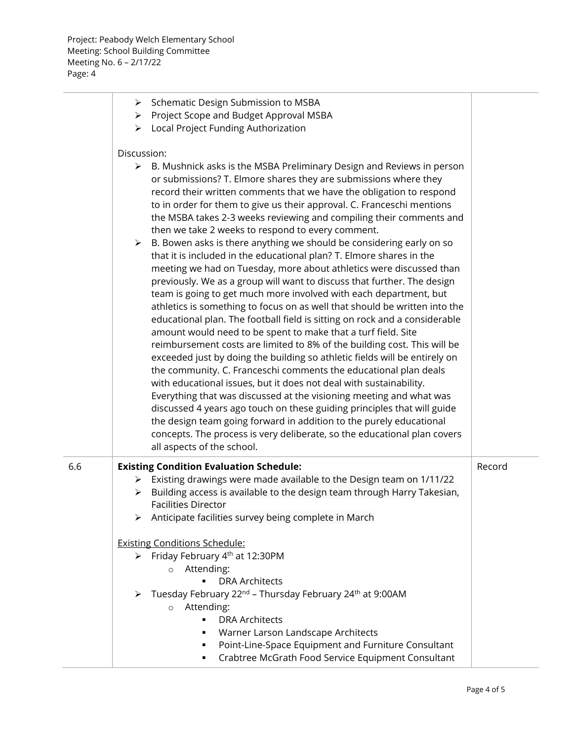| | | |
|---|---|---|
| | ➢ Schematic Design Submission to MSBA<br>➢ Project Scope and Budget Approval MSBA<br>➢ Local Project Funding Authorization<br><br>Discussion:<br>➢ B. Mushnick asks is the MSBA Preliminary Design and Reviews in person or submissions? T. Elmore shares they are submissions where they record their written comments that we have the obligation to respond to in order for them to give us their approval. C. Franceschi mentions the MSBA takes 2-3 weeks reviewing and compiling their comments and then we take 2 weeks to respond to every comment.<br>➢ B. Bowen asks is there anything we should be considering early on so that it is included in the educational plan? T. Elmore shares in the meeting we had on Tuesday, more about athletics were discussed than previously. We as a group will want to discuss that further. The design team is going to get much more involved with each department, but athletics is something to focus on as well that should be written into the educational plan. The football field is sitting on rock and a considerable amount would need to be spent to make that a turf field. Site reimbursement costs are limited to 8% of the building cost. This will be exceeded just by doing the building so athletic fields will be entirely on the community. C. Franceschi comments the educational plan deals with educational issues, but it does not deal with sustainability. Everything that was discussed at the visioning meeting and what was discussed 4 years ago touch on these guiding principles that will guide the design team going forward in addition to the purely educational concepts. The process is very deliberate, so the educational plan covers all aspects of the school. | |
| 6.6 | **Existing Condition Evaluation Schedule:**<br>➢ Existing drawings were made available to the Design team on 1/11/22<br>➢ Building access is available to the design team through Harry Takesian, Facilities Director<br>➢ Anticipate facilities survey being complete in March<br><br>Existing Conditions Schedule:<br>➢ Friday February 4th at 12:30PM<br>&nbsp;&nbsp;&nbsp;&nbsp;o Attending:<br>&nbsp;&nbsp;&nbsp;&nbsp;&nbsp;&nbsp;&nbsp;&nbsp;▪ DRA Architects<br>➢ Tuesday February 22nd – Thursday February 24th at 9:00AM<br>&nbsp;&nbsp;&nbsp;&nbsp;o Attending:<br>&nbsp;&nbsp;&nbsp;&nbsp;&nbsp;&nbsp;&nbsp;&nbsp;▪ DRA Architects<br>&nbsp;&nbsp;&nbsp;&nbsp;&nbsp;&nbsp;&nbsp;&nbsp;▪ Warner Larson Landscape Architects<br>&nbsp;&nbsp;&nbsp;&nbsp;&nbsp;&nbsp;&nbsp;&nbsp;▪ Point-Line-Space Equipment and Furniture Consultant<br>&nbsp;&nbsp;&nbsp;&nbsp;&nbsp;&nbsp;&nbsp;&nbsp;▪ Crabtree McGrath Food Service Equipment Consultant | Record |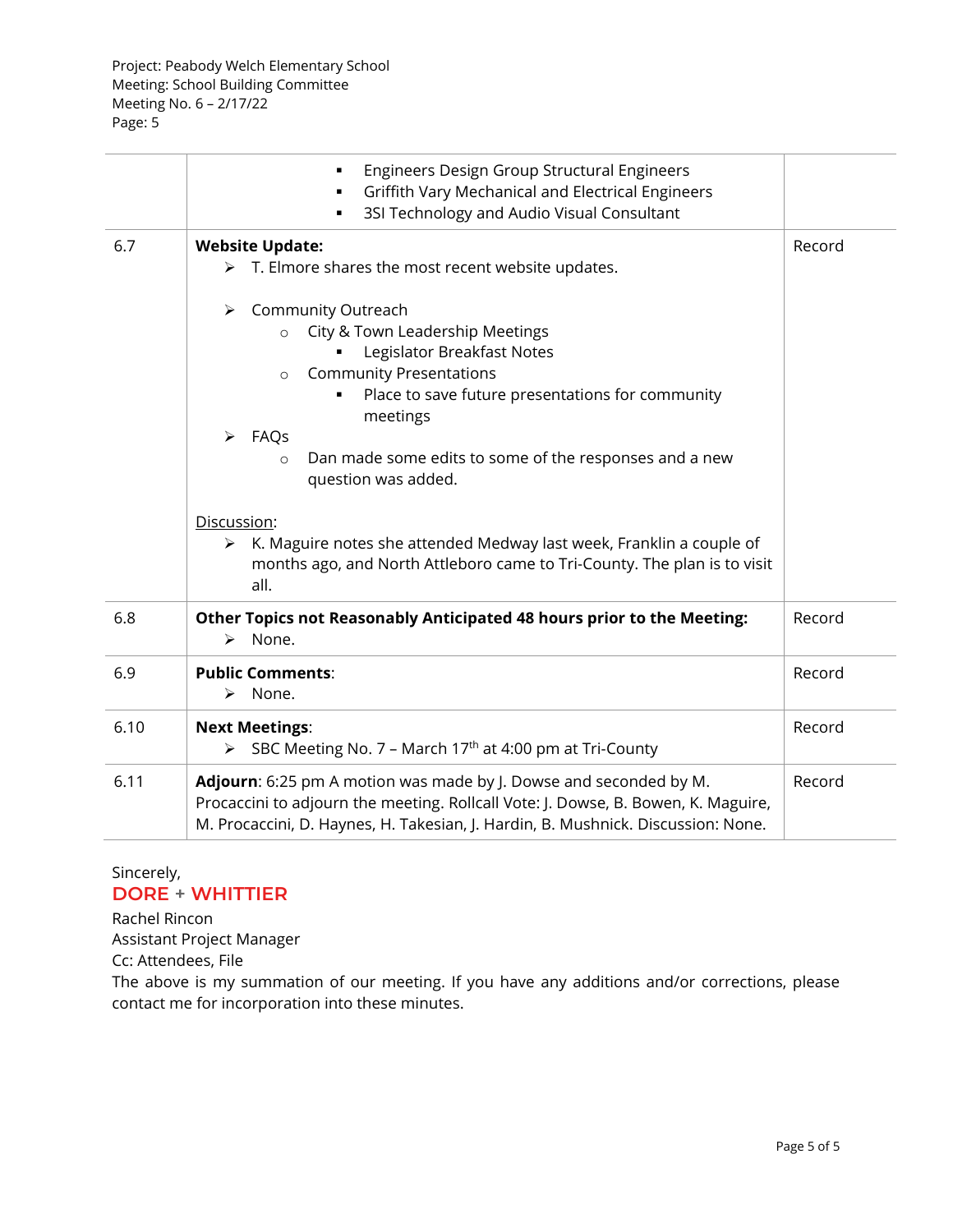| | | |
|---|---|---|
| | ▪ Engineers Design Group Structural Engineers<br>▪ Griffith Vary Mechanical and Electrical Engineers<br>▪ 3SI Technology and Audio Visual Consultant | |
| 6.7 | **Website Update:**<br>➢ T. Elmore shares the most recent website updates.<br><br>➢ Community Outreach<br>○ City & Town Leadership Meetings<br>▪ Legislator Breakfast Notes<br>○ Community Presentations<br>▪ Place to save future presentations for community meetings<br>➢ FAQs<br>○ Dan made some edits to some of the responses and a new question was added.<br><br>Discussion:<br>➢ K. Maguire notes she attended Medway last week, Franklin a couple of months ago, and North Attleboro came to Tri-County. The plan is to visit all. | Record |
| 6.8 | **Other Topics not Reasonably Anticipated 48 hours prior to the Meeting:**<br>➢ None. | Record |
| 6.9 | **Public Comments**:<br>➢ None. | Record |
| 6.10 | **Next Meetings**:<br>➢ SBC Meeting No. 7 – March 17th at 4:00 pm at Tri-County | Record |
| 6.11 | **Adjourn**: 6:25 pm A motion was made by J. Dowse and seconded by M. Procaccini to adjourn the meeting. Rollcall Vote: J. Dowse, B. Bowen, K. Maguire, M. Procaccini, D. Haynes, H. Takesian, J. Hardin, B. Mushnick. Discussion: None. | Record |

Sincerely,

**DORE + WHITTIER**

Rachel Rincon

Assistant Project Manager

Cc: Attendees, File

The above is my summation of our meeting. If you have any additions and/or corrections, please contact me for incorporation into these minutes.